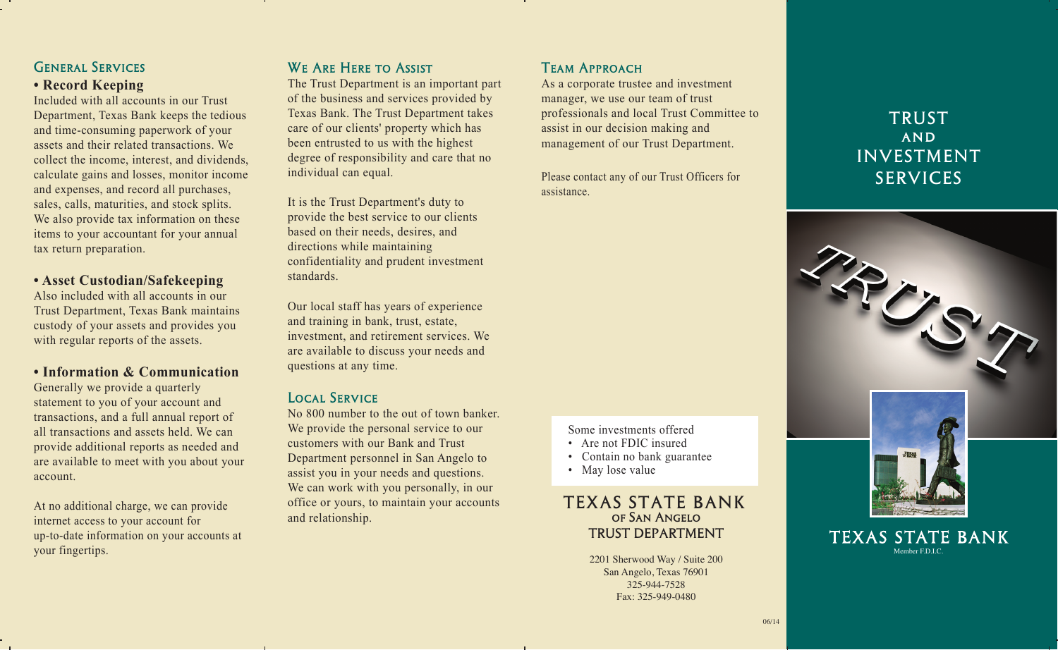## General Services

**• Record Keeping**

Included with all accounts in our Trust Department, Texas Bank keeps the tedious and time-consuming paperwork of your assets and their related transactions. We collect the income, interest, and dividends, calculate gains and losses, monitor income and expenses, and record all purchases, sales, calls, maturities, and stock splits. We also provide tax information on these items to your accountant for your annual tax return preparation.

**• Asset Custodian/Safekeeping**

Also included with all accounts in our Trust Department, Texas Bank maintains custody of your assets and provides you with regular reports of the assets.

**• Information & Communication**

Generally we provide a quarterly statement to you of your account and transactions, and a full annual report of all transactions and assets held. We can provide additional reports as needed and are available to meet with you about your account.

At no additional charge, we can provide internet access to your account for up-to-date information on your accounts at your fingertips.

## We Are Here to Assist

The Trust Department is an important part of the business and services provided by Texas Bank. The Trust Department takes care of our clients' property which has been entrusted to us with the highest degree of responsibility and care that no individual can equal.

It is the Trust Department's duty to provide the best service to our clients based on their needs, desires, and directions while maintaining confidentiality and prudent investment standards.

Our local staff has years of experience and training in bank, trust, estate, investment, and retirement services. We are available to discuss your needs and questions at any time.

## Local Service

No 800 number to the out of town banker. We provide the personal service to our customers with our Bank and Trust Department personnel in San Angelo to assist you in your needs and questions. We can work with you personally, in our office or yours, to maintain your accounts and relationship.

## Team Approach

As a corporate trustee and investment manager, we use our team of trust professionals and local Trust Committee to assist in our decision making and management of our Trust Department.

Please contact any of our Trust Officers for assistance.

Some investments offered
- Are not FDIC insured
- Contain no bank guarantee
- May lose value

**TEXAS STATE BANK**
**of San Angelo**
**TRUST DEPARTMENT**

2201 Sherwood Way / Suite 200
San Angelo, Texas 76901
325-944-7528
Fax: 325-949-0480

06/14

# TRUST AND INVESTMENT SERVICES

TRUST

**TEXAS STATE BANK**
Member F.D.I.C.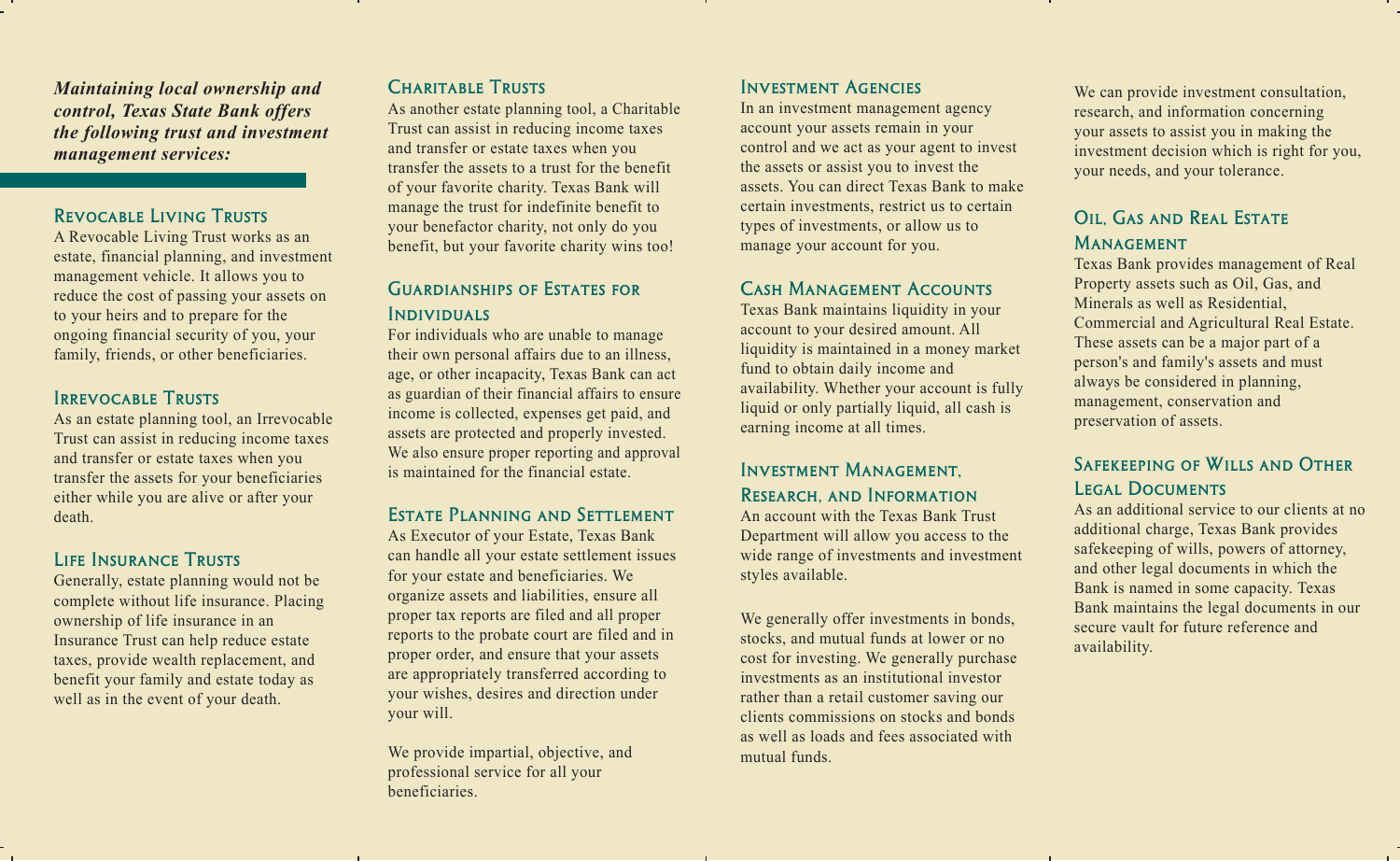***Maintaining local ownership and control, Texas State Bank offers the following trust and investment management services:***

## Revocable Living Trusts

A Revocable Living Trust works as an estate, financial planning, and investment management vehicle. It allows you to reduce the cost of passing your assets on to your heirs and to prepare for the ongoing financial security of you, your family, friends, or other beneficiaries.

## Irrevocable Trusts

As an estate planning tool, an Irrevocable Trust can assist in reducing income taxes and transfer or estate taxes when you transfer the assets for your beneficiaries either while you are alive or after your death.

## Life Insurance Trusts

Generally, estate planning would not be complete without life insurance. Placing ownership of life insurance in an Insurance Trust can help reduce estate taxes, provide wealth replacement, and benefit your family and estate today as well as in the event of your death.

## Charitable Trusts

As another estate planning tool, a Charitable Trust can assist in reducing income taxes and transfer or estate taxes when you transfer the assets to a trust for the benefit of your favorite charity. Texas Bank will manage the trust for indefinite benefit to your benefactor charity, not only do you benefit, but your favorite charity wins too!

## Guardianships of Estates for Individuals

For individuals who are unable to manage their own personal affairs due to an illness, age, or other incapacity, Texas Bank can act as guardian of their financial affairs to ensure income is collected, expenses get paid, and assets are protected and properly invested. We also ensure proper reporting and approval is maintained for the financial estate.

## Estate Planning and Settlement

As Executor of your Estate, Texas Bank can handle all your estate settlement issues for your estate and beneficiaries. We organize assets and liabilities, ensure all proper tax reports are filed and all proper reports to the probate court are filed and in proper order, and ensure that your assets are appropriately transferred according to your wishes, desires and direction under your will.

We provide impartial, objective, and professional service for all your beneficiaries.

## Investment Agencies

In an investment management agency account your assets remain in your control and we act as your agent to invest the assets or assist you to invest the assets. You can direct Texas Bank to make certain investments, restrict us to certain types of investments, or allow us to manage your account for you.

## Cash Management Accounts

Texas Bank maintains liquidity in your account to your desired amount. All liquidity is maintained in a money market fund to obtain daily income and availability. Whether your account is fully liquid or only partially liquid, all cash is earning income at all times.

## Investment Management, Research, and Information

An account with the Texas Bank Trust Department will allow you access to the wide range of investments and investment styles available.

We generally offer investments in bonds, stocks, and mutual funds at lower or no cost for investing. We generally purchase investments as an institutional investor rather than a retail customer saving our clients commissions on stocks and bonds as well as loads and fees associated with mutual funds.

We can provide investment consultation, research, and information concerning your assets to assist you in making the investment decision which is right for you, your needs, and your tolerance.

## Oil, Gas and Real Estate Management

Texas Bank provides management of Real Property assets such as Oil, Gas, and Minerals as well as Residential, Commercial and Agricultural Real Estate. These assets can be a major part of a person's and family's assets and must always be considered in planning, management, conservation and preservation of assets.

## Safekeeping of Wills and Other Legal Documents

As an additional service to our clients at no additional charge, Texas Bank provides safekeeping of wills, powers of attorney, and other legal documents in which the Bank is named in some capacity. Texas Bank maintains the legal documents in our secure vault for future reference and availability.